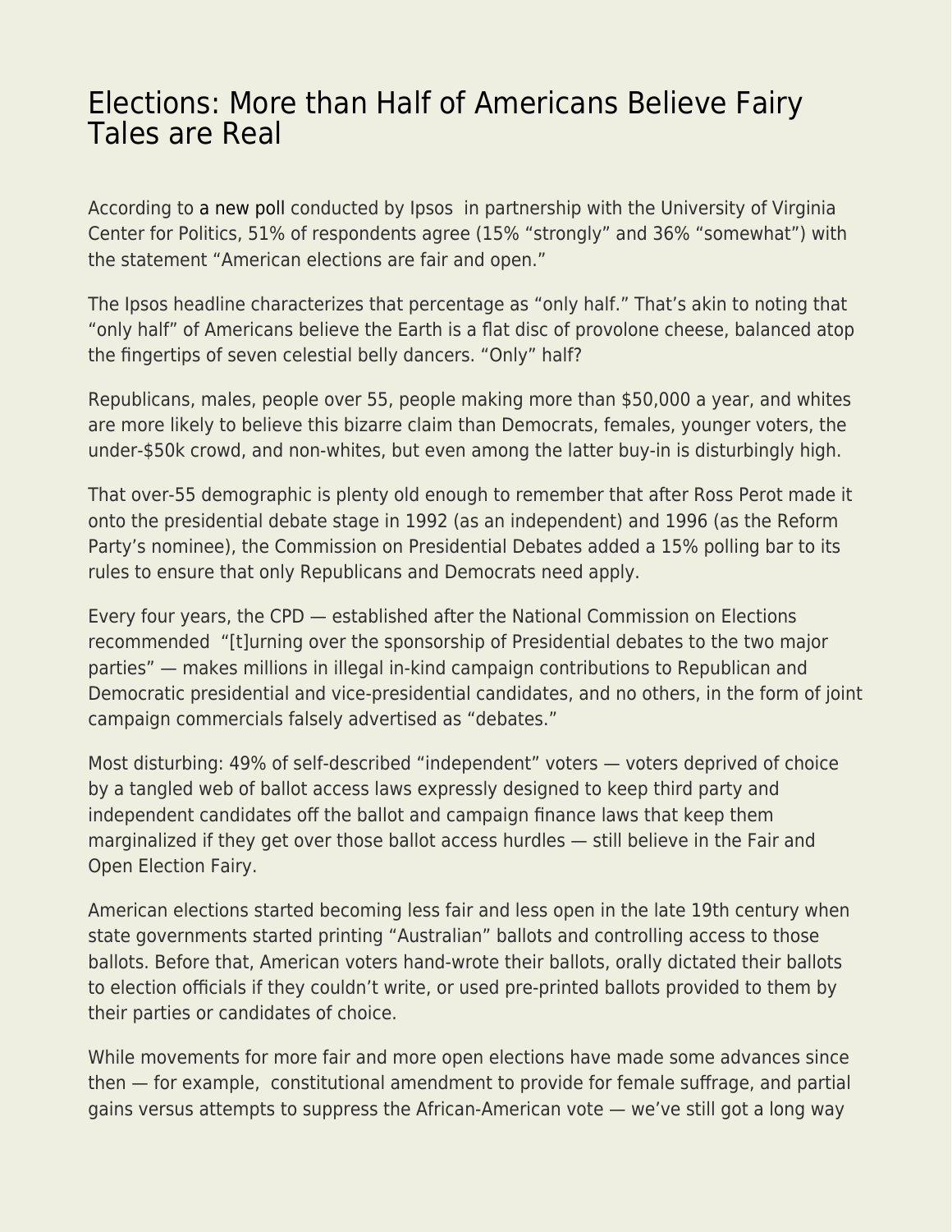# Elections: More than Half of Americans Believe Fairy Tales are Real

According to a new poll conducted by Ipsos in partnership with the University of Virginia Center for Politics, 51% of respondents agree (15% "strongly" and 36% "somewhat") with the statement "American elections are fair and open."

The Ipsos headline characterizes that percentage as "only half." That's akin to noting that "only half" of Americans believe the Earth is a flat disc of provolone cheese, balanced atop the fingertips of seven celestial belly dancers. "Only" half?

Republicans, males, people over 55, people making more than $50,000 a year, and whites are more likely to believe this bizarre claim than Democrats, females, younger voters, the under-$50k crowd, and non-whites, but even among the latter buy-in is disturbingly high.

That over-55 demographic is plenty old enough to remember that after Ross Perot made it onto the presidential debate stage in 1992 (as an independent) and 1996 (as the Reform Party's nominee), the Commission on Presidential Debates added a 15% polling bar to its rules to ensure that only Republicans and Democrats need apply.

Every four years, the CPD — established after the National Commission on Elections recommended "[t]urning over the sponsorship of Presidential debates to the two major parties" — makes millions in illegal in-kind campaign contributions to Republican and Democratic presidential and vice-presidential candidates, and no others, in the form of joint campaign commercials falsely advertised as "debates."

Most disturbing: 49% of self-described "independent" voters — voters deprived of choice by a tangled web of ballot access laws expressly designed to keep third party and independent candidates off the ballot and campaign finance laws that keep them marginalized if they get over those ballot access hurdles — still believe in the Fair and Open Election Fairy.

American elections started becoming less fair and less open in the late 19th century when state governments started printing "Australian" ballots and controlling access to those ballots. Before that, American voters hand-wrote their ballots, orally dictated their ballots to election officials if they couldn't write, or used pre-printed ballots provided to them by their parties or candidates of choice.

While movements for more fair and more open elections have made some advances since then — for example, constitutional amendment to provide for female suffrage, and partial gains versus attempts to suppress the African-American vote — we've still got a long way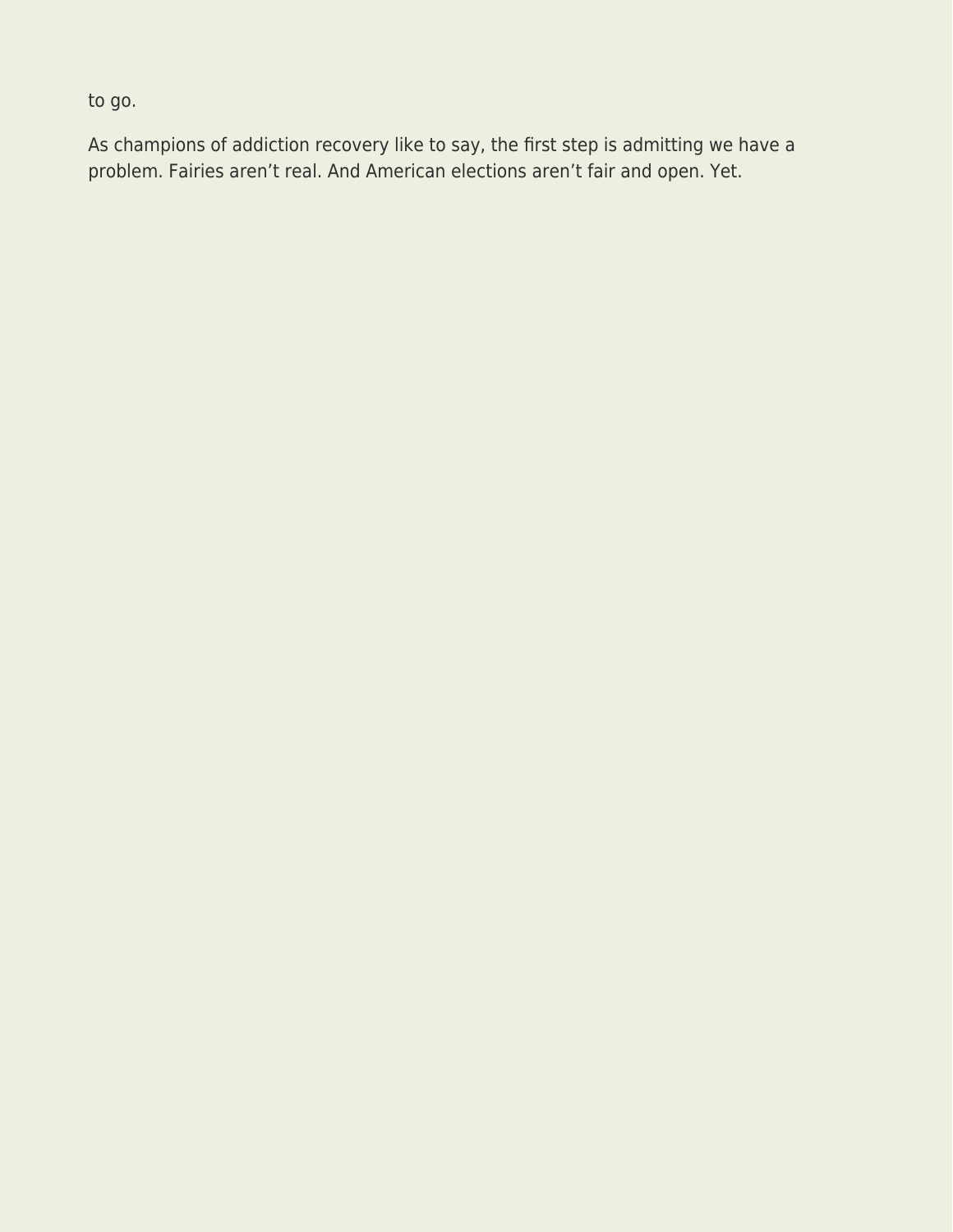to go.

As champions of addiction recovery like to say, the first step is admitting we have a problem. Fairies aren’t real. And American elections aren’t fair and open. Yet.